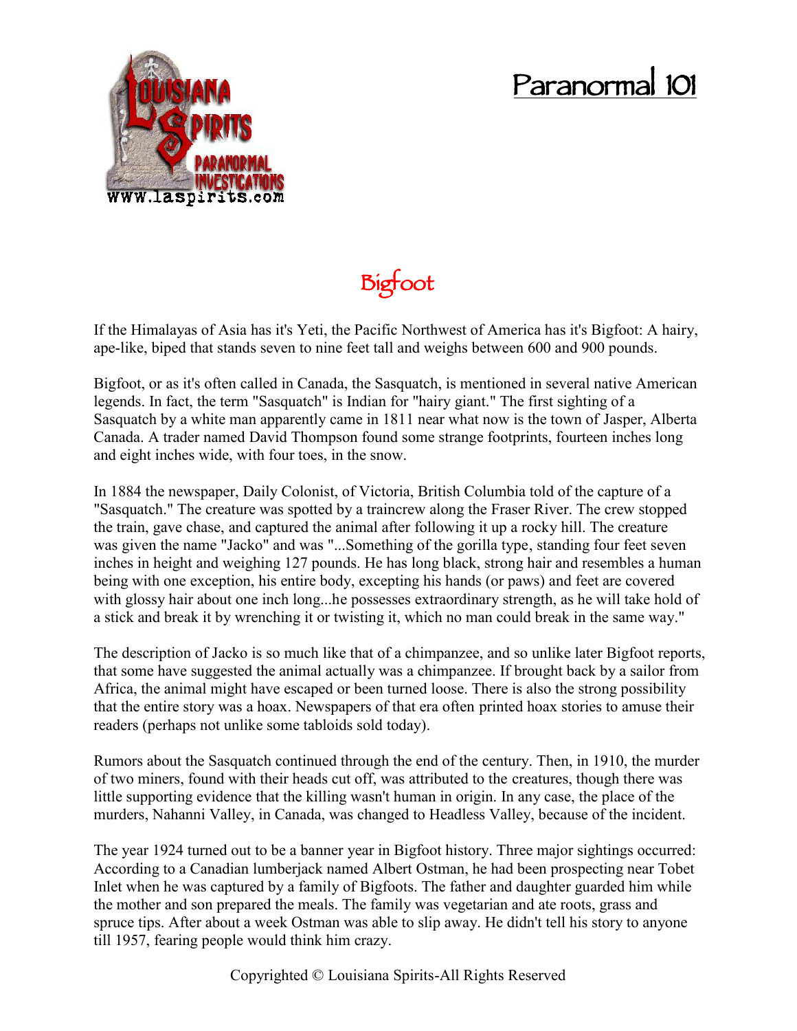# Paranormal 101

## Bigfoot

If the Himalayas of Asia has it's Yeti, the Pacific Northwest of America has it's Bigfoot: A hairy, ape-like, biped that stands seven to nine feet tall and weighs between 600 and 900 pounds.

Bigfoot, or as it's often called in Canada, the Sasquatch, is mentioned in several native American legends. In fact, the term "Sasquatch" is Indian for "hairy giant." The first sighting of a Sasquatch by a white man apparently came in 1811 near what now is the town of Jasper, Alberta Canada. A trader named David Thompson found some strange footprints, fourteen inches long and eight inches wide, with four toes, in the snow.

In 1884 the newspaper, Daily Colonist, of Victoria, British Columbia told of the capture of a "Sasquatch." The creature was spotted by a traincrew along the Fraser River. The crew stopped the train, gave chase, and captured the animal after following it up a rocky hill. The creature was given the name "Jacko" and was "...Something of the gorilla type, standing four feet seven inches in height and weighing 127 pounds. He has long black, strong hair and resembles a human being with one exception, his entire body, excepting his hands (or paws) and feet are covered with glossy hair about one inch long...he possesses extraordinary strength, as he will take hold of a stick and break it by wrenching it or twisting it, which no man could break in the same way."

The description of Jacko is so much like that of a chimpanzee, and so unlike later Bigfoot reports, that some have suggested the animal actually was a chimpanzee. If brought back by a sailor from Africa, the animal might have escaped or been turned loose. There is also the strong possibility that the entire story was a hoax. Newspapers of that era often printed hoax stories to amuse their readers (perhaps not unlike some tabloids sold today).

Rumors about the Sasquatch continued through the end of the century. Then, in 1910, the murder of two miners, found with their heads cut off, was attributed to the creatures, though there was little supporting evidence that the killing wasn't human in origin. In any case, the place of the murders, Nahanni Valley, in Canada, was changed to Headless Valley, because of the incident.

The year 1924 turned out to be a banner year in Bigfoot history. Three major sightings occurred: According to a Canadian lumberjack named Albert Ostman, he had been prospecting near Tobet Inlet when he was captured by a family of Bigfoots. The father and daughter guarded him while the mother and son prepared the meals. The family was vegetarian and ate roots, grass and spruce tips. After about a week Ostman was able to slip away. He didn't tell his story to anyone till 1957, fearing people would think him crazy.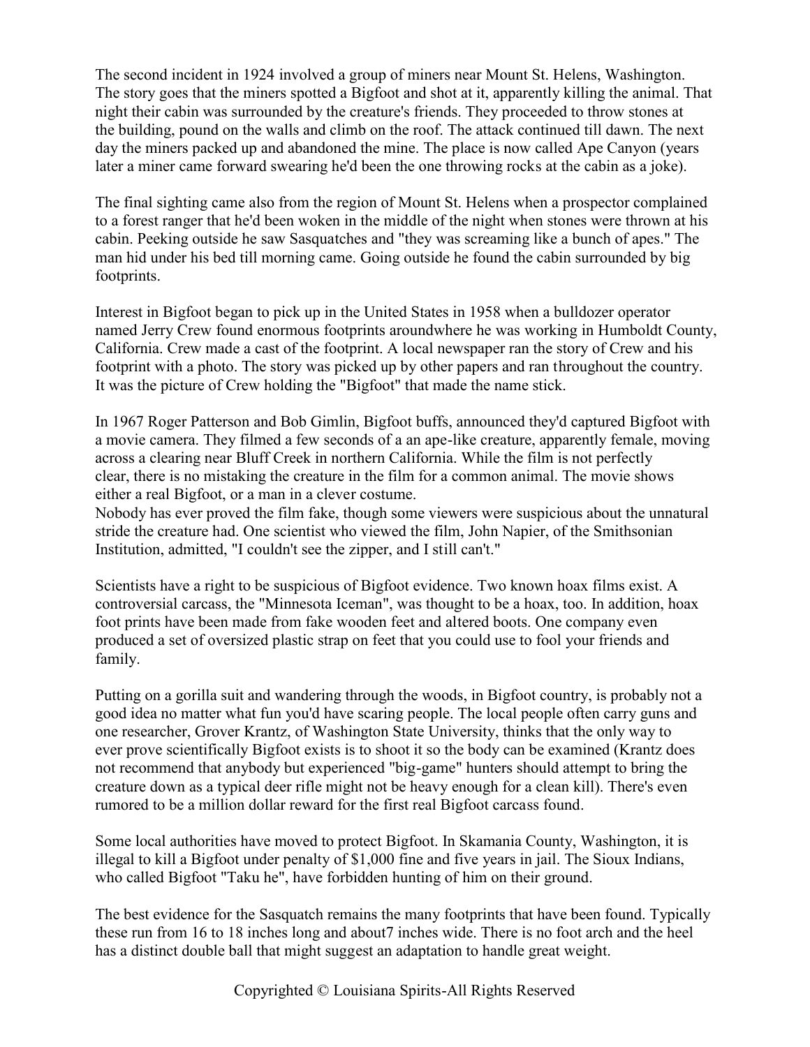The second incident in 1924 involved a group of miners near Mount St. Helens, Washington. The story goes that the miners spotted a Bigfoot and shot at it, apparently killing the animal. That night their cabin was surrounded by the creature's friends. They proceeded to throw stones at the building, pound on the walls and climb on the roof. The attack continued till dawn. The next day the miners packed up and abandoned the mine. The place is now called Ape Canyon (years later a miner came forward swearing he'd been the one throwing rocks at the cabin as a joke).

The final sighting came also from the region of Mount St. Helens when a prospector complained to a forest ranger that he'd been woken in the middle of the night when stones were thrown at his cabin. Peeking outside he saw Sasquatches and "they was screaming like a bunch of apes." The man hid under his bed till morning came. Going outside he found the cabin surrounded by big footprints.

Interest in Bigfoot began to pick up in the United States in 1958 when a bulldozer operator named Jerry Crew found enormous footprints aroundwhere he was working in Humboldt County, California. Crew made a cast of the footprint. A local newspaper ran the story of Crew and his footprint with a photo. The story was picked up by other papers and ran throughout the country. It was the picture of Crew holding the "Bigfoot" that made the name stick.

In 1967 Roger Patterson and Bob Gimlin, Bigfoot buffs, announced they'd captured Bigfoot with a movie camera. They filmed a few seconds of a an ape-like creature, apparently female, moving across a clearing near Bluff Creek in northern California. While the film is not perfectly clear, there is no mistaking the creature in the film for a common animal. The movie shows either a real Bigfoot, or a man in a clever costume.
Nobody has ever proved the film fake, though some viewers were suspicious about the unnatural stride the creature had. One scientist who viewed the film, John Napier, of the Smithsonian Institution, admitted, "I couldn't see the zipper, and I still can't."

Scientists have a right to be suspicious of Bigfoot evidence. Two known hoax films exist. A controversial carcass, the "Minnesota Iceman", was thought to be a hoax, too. In addition, hoax foot prints have been made from fake wooden feet and altered boots. One company even produced a set of oversized plastic strap on feet that you could use to fool your friends and family.

Putting on a gorilla suit and wandering through the woods, in Bigfoot country, is probably not a good idea no matter what fun you'd have scaring people. The local people often carry guns and one researcher, Grover Krantz, of Washington State University, thinks that the only way to ever prove scientifically Bigfoot exists is to shoot it so the body can be examined (Krantz does not recommend that anybody but experienced "big-game" hunters should attempt to bring the creature down as a typical deer rifle might not be heavy enough for a clean kill). There's even rumored to be a million dollar reward for the first real Bigfoot carcass found.

Some local authorities have moved to protect Bigfoot. In Skamania County, Washington, it is illegal to kill a Bigfoot under penalty of $1,000 fine and five years in jail. The Sioux Indians, who called Bigfoot "Taku he", have forbidden hunting of him on their ground.

The best evidence for the Sasquatch remains the many footprints that have been found. Typically these run from 16 to 18 inches long and about7 inches wide. There is no foot arch and the heel has a distinct double ball that might suggest an adaptation to handle great weight.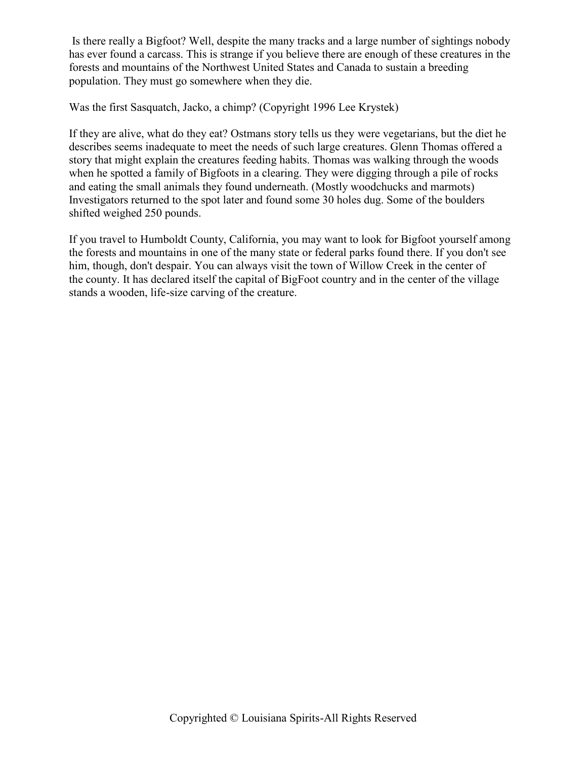Is there really a Bigfoot? Well, despite the many tracks and a large number of sightings nobody has ever found a carcass. This is strange if you believe there are enough of these creatures in the forests and mountains of the Northwest United States and Canada to sustain a breeding population. They must go somewhere when they die.

Was the first Sasquatch, Jacko, a chimp? (Copyright 1996 Lee Krystek)

If they are alive, what do they eat? Ostmans story tells us they were vegetarians, but the diet he describes seems inadequate to meet the needs of such large creatures. Glenn Thomas offered a story that might explain the creatures feeding habits. Thomas was walking through the woods when he spotted a family of Bigfoots in a clearing. They were digging through a pile of rocks and eating the small animals they found underneath. (Mostly woodchucks and marmots) Investigators returned to the spot later and found some 30 holes dug. Some of the boulders shifted weighed 250 pounds.

If you travel to Humboldt County, California, you may want to look for Bigfoot yourself among the forests and mountains in one of the many state or federal parks found there. If you don't see him, though, don't despair. You can always visit the town of Willow Creek in the center of the county. It has declared itself the capital of BigFoot country and in the center of the village stands a wooden, life-size carving of the creature.